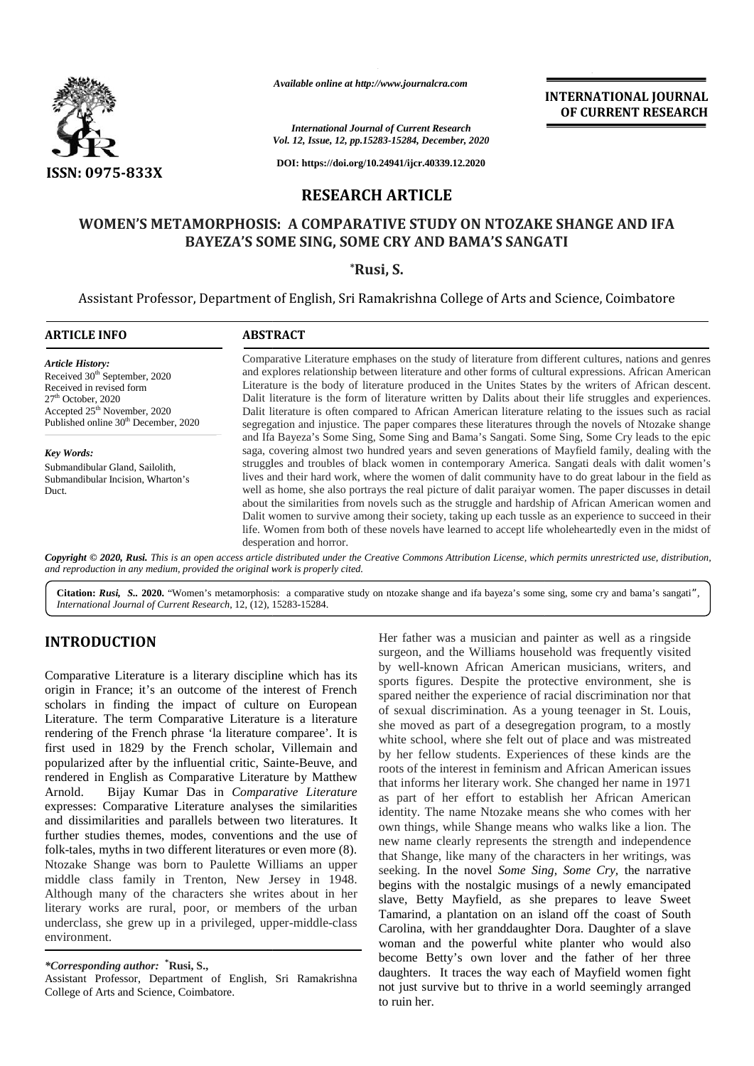# RESEARCH ARTICLE

## WOMEN'S METAMORPHOSIS: A COMPARATIVE STUDY ON NTOZAKE SHANGE AND IFA BAYEZA'S SOME SING, SOME CRY AND BAMA'S SANGATI

**\*Rusi, S.**

Assistant Professor, Department of English, Sri Ramakrishna College of Arts and Science, Coimbatore

### ARTICLE INFO

*Article History:*

Received 30th September, 2020
Received in revised form 27th October, 2020
Accepted 25th November, 2020
Published online 30th December, 2020

*Key Words:*

Submandibular Gland, Sailolith, Submandibular Incision, Wharton's Duct.

### ABSTRACT

Comparative Literature emphases on the study of literature from different cultures, nations and genres and explores relationship between literature and other forms of cultural expressions. African American Literature is the body of literature produced in the Unites States by the writers of African descent. Dalit literature is the form of literature written by Dalits about their life struggles and experiences. Dalit literature is often compared to African American literature relating to the issues such as racial segregation and injustice. The paper compares these literatures through the novels of Ntozake shange and Ifa Bayeza's Some Sing, Some Sing and Bama's Sangati. Some Sing, Some Cry leads to the epic saga, covering almost two hundred years and seven generations of Mayfield family, dealing with the struggles and troubles of black women in contemporary America. Sangati deals with dalit women's lives and their hard work, where the women of dalit community have to do great labour in the field as well as home, she also portrays the real picture of dalit paraiyar women. The paper discusses in detail about the similarities from novels such as the struggle and hardship of African American women and Dalit women to survive among their society, taking up each tussle as an experience to succeed in their life. Women from both of these novels have learned to accept life wholeheartedly even in the midst of desperation and horror.

*Copyright © 2020, Rusi. This is an open access article distributed under the Creative Commons Attribution License, which permits unrestricted use, distribution, and reproduction in any medium, provided the original work is properly cited.*

**Citation:** *Rusi, S..* **2020.** "Women's metamorphosis: a comparative study on ntozake shange and ifa bayeza's some sing, some cry and bama's sangati", *International Journal of Current Research*, 12, (12), 15283-15284.

## INTRODUCTION

Comparative Literature is a literary discipline which has its origin in France; it's an outcome of the interest of French scholars in finding the impact of culture on European Literature. The term Comparative Literature is a literature rendering of the French phrase 'la literature comparee'. It is first used in 1829 by the French scholar, Villemain and popularized after by the influential critic, Sainte-Beuve, and rendered in English as Comparative Literature by Matthew Arnold. Bijay Kumar Das in *Comparative Literature* expresses: Comparative Literature analyses the similarities and dissimilarities and parallels between two literatures. It further studies themes, modes, conventions and the use of folk-tales, myths in two different literatures or even more (8). Ntozake Shange was born to Paulette Williams an upper middle class family in Trenton, New Jersey in 1948. Although many of the characters she writes about in her literary works are rural, poor, or members of the urban underclass, she grew up in a privileged, upper-middle-class environment.

Her father was a musician and painter as well as a ringside surgeon, and the Williams household was frequently visited by well-known African American musicians, writers, and sports figures. Despite the protective environment, she is spared neither the experience of racial discrimination nor that of sexual discrimination. As a young teenager in St. Louis, she moved as part of a desegregation program, to a mostly white school, where she felt out of place and was mistreated by her fellow students. Experiences of these kinds are the roots of the interest in feminism and African American issues that informs her literary work. She changed her name in 1971 as part of her effort to establish her African American identity. The name Ntozake means she who comes with her own things, while Shange means who walks like a lion. The new name clearly represents the strength and independence that Shange, like many of the characters in her writings, was seeking. In the novel *Some Sing, Some Cry*, the narrative begins with the nostalgic musings of a newly emancipated slave, Betty Mayfield, as she prepares to leave Sweet Tamarind, a plantation on an island off the coast of South Carolina, with her granddaughter Dora. Daughter of a slave woman and the powerful white planter who would also become Betty's own lover and the father of her three daughters. It traces the way each of Mayfield women fight not just survive but to thrive in a world seemingly arranged to ruin her.

*\*Corresponding author:* **\*Rusi, S.,**
Assistant Professor, Department of English, Sri Ramakrishna College of Arts and Science, Coimbatore.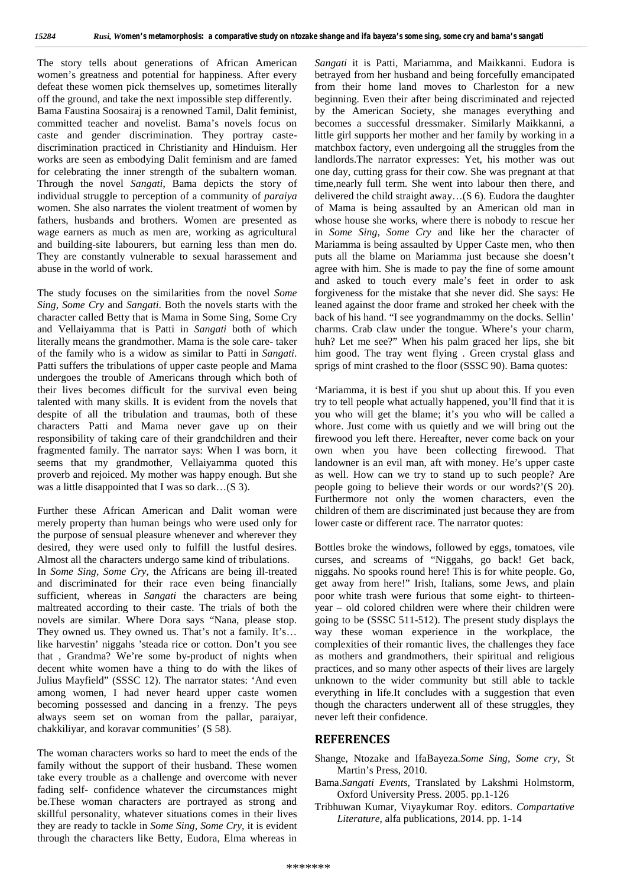The story tells about generations of African American women's greatness and potential for happiness. After every defeat these women pick themselves up, sometimes literally off the ground, and take the next impossible step differently. Bama Faustina Soosairaj is a renowned Tamil, Dalit feminist, committed teacher and novelist. Bama's novels focus on caste and gender discrimination. They portray caste-discrimination practiced in Christianity and Hinduism. Her works are seen as embodying Dalit feminism and are famed for celebrating the inner strength of the subaltern woman. Through the novel *Sangati*, Bama depicts the story of individual struggle to perception of a community of *paraiya* women. She also narrates the violent treatment of women by fathers, husbands and brothers. Women are presented as wage earners as much as men are, working as agricultural and building-site labourers, but earning less than men do. They are constantly vulnerable to sexual harassement and abuse in the world of work.

The study focuses on the similarities from the novel *Some Sing, Some Cry* and *Sangati*. Both the novels starts with the character called Betty that is Mama in Some Sing, Some Cry and Vellaiyamma that is Patti in *Sangati* both of which literally means the grandmother. Mama is the sole care- taker of the family who is a widow as similar to Patti in *Sangati*. Patti suffers the tribulations of upper caste people and Mama undergoes the trouble of Americans through which both of their lives becomes difficult for the survival even being talented with many skills. It is evident from the novels that despite of all the tribulation and traumas, both of these characters Patti and Mama never gave up on their responsibility of taking care of their grandchildren and their fragmented family. The narrator says: When I was born, it seems that my grandmother, Vellaiyamma quoted this proverb and rejoiced. My mother was happy enough. But she was a little disappointed that I was so dark…(S 3).

Further these African American and Dalit woman were merely property than human beings who were used only for the purpose of sensual pleasure whenever and wherever they desired, they were used only to fulfill the lustful desires. Almost all the characters undergo same kind of tribulations. In *Some Sing, Some Cry*, the Africans are being ill-treated and discriminated for their race even being financially sufficient, whereas in *Sangati* the characters are being maltreated according to their caste. The trials of both the novels are similar. Where Dora says "Nana, please stop. They owned us. They owned us. That's not a family. It's… like harvestin' niggahs 'steada rice or cotton. Don't you see that , Grandma? We're some by-product of nights when decent white women have a thing to do with the likes of Julius Mayfield" (SSSC 12). The narrator states: 'And even among women, I had never heard upper caste women becoming possessed and dancing in a frenzy. The peys always seem set on woman from the pallar, paraiyar, chakkiliyar, and koravar communities' (S 58).

The woman characters works so hard to meet the ends of the family without the support of their husband. These women take every trouble as a challenge and overcome with never fading self- confidence whatever the circumstances might be.These woman characters are portrayed as strong and skillful personality, whatever situations comes in their lives they are ready to tackle in *Some Sing, Some Cry*, it is evident through the characters like Betty, Eudora, Elma whereas in *Sangati* it is Patti, Mariamma, and Maikkanni. Eudora is betrayed from her husband and being forcefully emancipated from their home land moves to Charleston for a new beginning. Even their after being discriminated and rejected by the American Society, she manages everything and becomes a successful dressmaker. Similarly Maikkanni, a little girl supports her mother and her family by working in a matchbox factory, even undergoing all the struggles from the landlords.The narrator expresses: Yet, his mother was out one day, cutting grass for their cow. She was pregnant at that time,nearly full term. She went into labour then there, and delivered the child straight away…(S 6). Eudora the daughter of Mama is being assaulted by an American old man in whose house she works, where there is nobody to rescue her in *Some Sing, Some Cry* and like her the character of Mariamma is being assaulted by Upper Caste men, who then puts all the blame on Mariamma just because she doesn't agree with him. She is made to pay the fine of some amount and asked to touch every male's feet in order to ask forgiveness for the mistake that she never did. She says: He leaned against the door frame and stroked her cheek with the back of his hand. "I see yograndmammy on the docks. Sellin' charms. Crab claw under the tongue. Where's your charm, huh? Let me see?" When his palm graced her lips, she bit him good. The tray went flying . Green crystal glass and sprigs of mint crashed to the floor (SSSC 90). Bama quotes:

'Mariamma, it is best if you shut up about this. If you even try to tell people what actually happened, you'll find that it is you who will get the blame; it's you who will be called a whore. Just come with us quietly and we will bring out the firewood you left there. Hereafter, never come back on your own when you have been collecting firewood. That landowner is an evil man, aft with money. He's upper caste as well. How can we try to stand up to such people? Are people going to believe their words or our words?'(S 20). Furthermore not only the women characters, even the children of them are discriminated just because they are from lower caste or different race. The narrator quotes:

Bottles broke the windows, followed by eggs, tomatoes, vile curses, and screams of "Niggahs, go back! Get back, niggahs. No spooks round here! This is for white people. Go, get away from here!" Irish, Italians, some Jews, and plain poor white trash were furious that some eight- to thirteen-year – old colored children were where their children were going to be (SSSC 511-512). The present study displays the way these woman experience in the workplace, the complexities of their romantic lives, the challenges they face as mothers and grandmothers, their spiritual and religious practices, and so many other aspects of their lives are largely unknown to the wider community but still able to tackle everything in life.It concludes with a suggestion that even though the characters underwent all of these struggles, they never left their confidence.

## REFERENCES

Shange, Ntozake and IfaBayeza.*Some Sing, Some cry*, St Martin's Press, 2010.

Bama.*Sangati Events*, Translated by Lakshmi Holmstorm, Oxford University Press. 2005. pp.1-126

Tribhuwan Kumar, Viyaykumar Roy. editors. *Compartative Literature*, alfa publications, 2014. pp. 1-14

\*\*\*\*\*\*\*